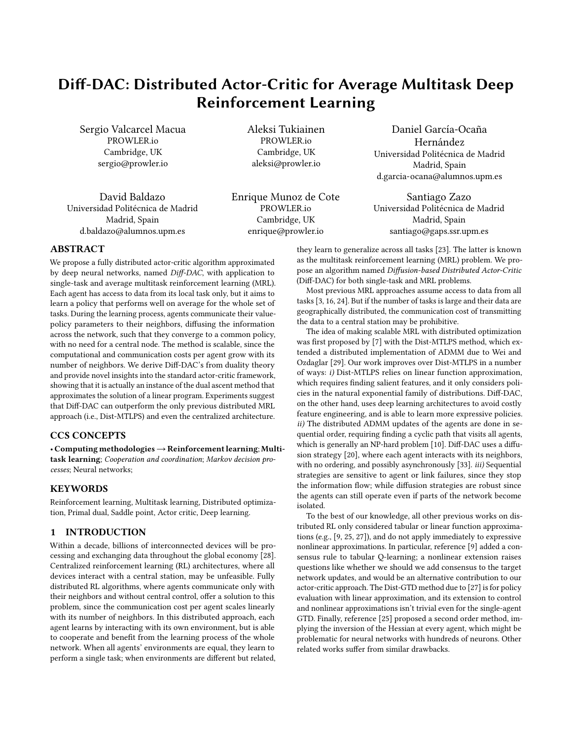# Diff-DAC: Distributed Actor-Critic for Average Multitask Deep Reinforcement Learning

Sergio Valcarcel Macua
PROWLER.io
Cambridge, UK
sergio@prowler.io

Aleksi Tukiainen
PROWLER.io
Cambridge, UK
aleksi@prowler.io

Daniel García-Ocaña Hernández
Universidad Politécnica de Madrid
Madrid, Spain
d.garcia-ocana@alumnos.upm.es

David Baldazo
Universidad Politécnica de Madrid
Madrid, Spain
d.baldazo@alumnos.upm.es

Enrique Munoz de Cote
PROWLER.io
Cambridge, UK
enrique@prowler.io

Santiago Zazo
Universidad Politécnica de Madrid
Madrid, Spain
santiago@gaps.ssr.upm.es

## ABSTRACT

We propose a fully distributed actor-critic algorithm approximated by deep neural networks, named *Diff-DAC*, with application to single-task and average multitask reinforcement learning (MRL). Each agent has access to data from its local task only, but it aims to learn a policy that performs well on average for the whole set of tasks. During the learning process, agents communicate their value-policy parameters to their neighbors, diffusing the information across the network, such that they converge to a common policy, with no need for a central node. The method is scalable, since the computational and communication costs per agent grow with its number of neighbors. We derive Diff-DAC's from duality theory and provide novel insights into the standard actor-critic framework, showing that it is actually an instance of the dual ascent method that approximates the solution of a linear program. Experiments suggest that Diff-DAC can outperform the only previous distributed MRL approach (i.e., Dist-MTLPS) and even the centralized architecture.

## CCS CONCEPTS

• **Computing methodologies → Reinforcement learning**; **Multitask learning**; *Cooperation and coordination*; *Markov decision processes*; Neural networks;

## KEYWORDS

Reinforcement learning, Multitask learning, Distributed optimization, Primal dual, Saddle point, Actor critic, Deep learning.

## 1 INTRODUCTION

Within a decade, billions of interconnected devices will be processing and exchanging data throughout the global economy [28]. Centralized reinforcement learning (RL) architectures, where all devices interact with a central station, may be unfeasible. Fully distributed RL algorithms, where agents communicate only with their neighbors and without central control, offer a solution to this problem, since the communication cost per agent scales linearly with its number of neighbors. In this distributed approach, each agent learns by interacting with its own environment, but is able to cooperate and benefit from the learning process of the whole network. When all agents' environments are equal, they learn to perform a single task; when environments are different but related, they learn to generalize across all tasks [23]. The latter is known as the multitask reinforcement learning (MRL) problem. We propose an algorithm named *Diffusion-based Distributed Actor-Critic* (Diff-DAC) for both single-task and MRL problems.

Most previous MRL approaches assume access to data from all tasks [3, 16, 24]. But if the number of tasks is large and their data are geographically distributed, the communication cost of transmitting the data to a central station may be prohibitive.

The idea of making scalable MRL with distributed optimization was first proposed by [7] with the Dist-MTLPS method, which extended a distributed implementation of ADMM due to Wei and Ozdaglar [29]. Our work improves over Dist-MTLPS in a number of ways: *i)* Dist-MTLPS relies on linear function approximation, which requires finding salient features, and it only considers policies in the natural exponential family of distributions. Diff-DAC, on the other hand, uses deep learning architectures to avoid costly feature engineering, and is able to learn more expressive policies. *ii)* The distributed ADMM updates of the agents are done in sequential order, requiring finding a cyclic path that visits all agents, which is generally an NP-hard problem [10]. Diff-DAC uses a diffusion strategy [20], where each agent interacts with its neighbors, with no ordering, and possibly asynchronously [33]. *iii)* Sequential strategies are sensitive to agent or link failures, since they stop the information flow; while diffusion strategies are robust since the agents can still operate even if parts of the network become isolated.

To the best of our knowledge, all other previous works on distributed RL only considered tabular or linear function approximations (e.g., [9, 25, 27]), and do not apply immediately to expressive nonlinear approximations. In particular, reference [9] added a consensus rule to tabular Q-learning; a nonlinear extension raises questions like whether we should we add consensus to the target network updates, and would be an alternative contribution to our actor-critic approach. The Dist-GTD method due to [27] is for policy evaluation with linear approximation, and its extension to control and nonlinear approximations isn't trivial even for the single-agent GTD. Finally, reference [25] proposed a second order method, implying the inversion of the Hessian at every agent, which might be problematic for neural networks with hundreds of neurons. Other related works suffer from similar drawbacks.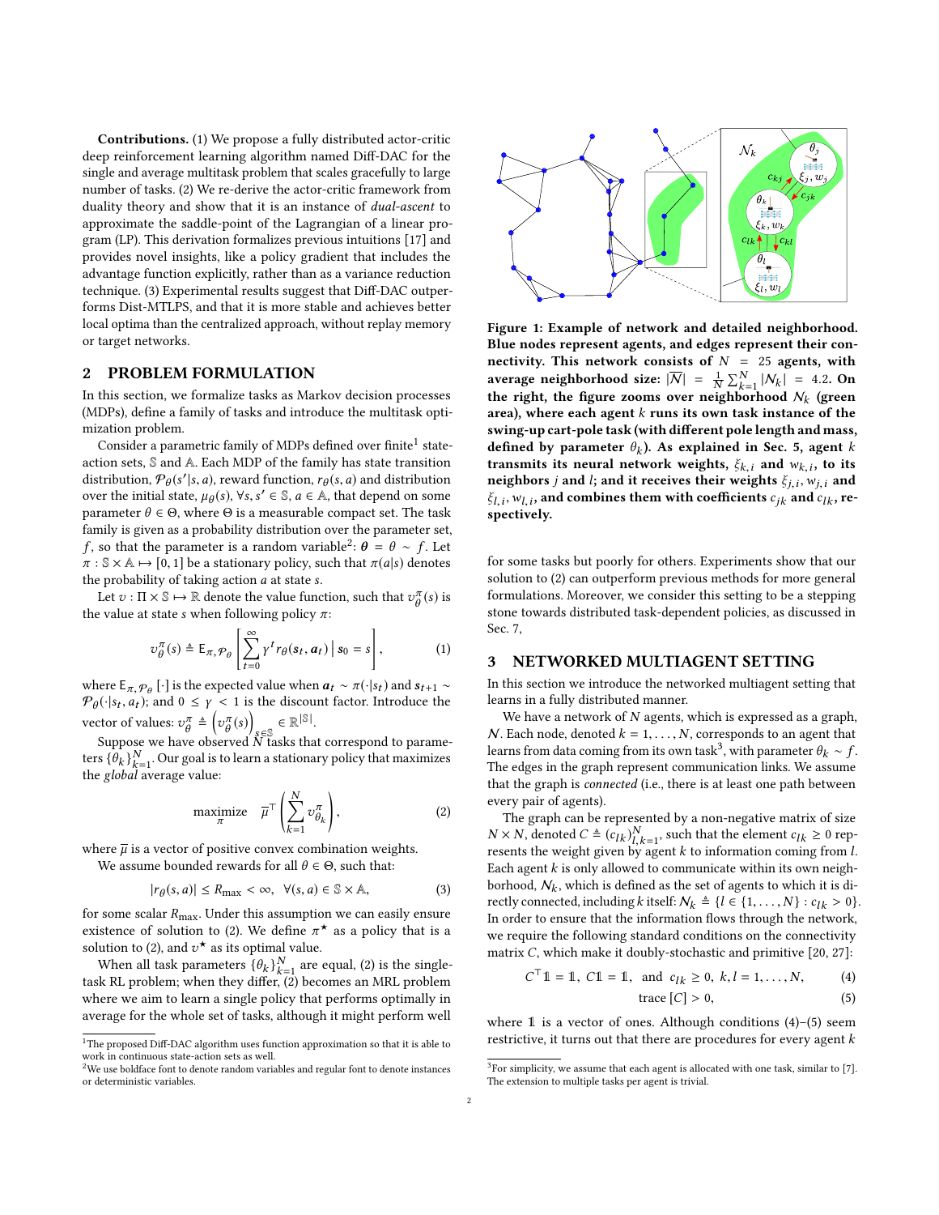**Contributions.** (1) We propose a fully distributed actor-critic deep reinforcement learning algorithm named Diff-DAC for the single and average multitask problem that scales gracefully to large number of tasks. (2) We re-derive the actor-critic framework from duality theory and show that it is an instance of *dual-ascent* to approximate the saddle-point of the Lagrangian of a linear program (LP). This derivation formalizes previous intuitions [17] and provides novel insights, like a policy gradient that includes the advantage function explicitly, rather than as a variance reduction technique. (3) Experimental results suggest that Diff-DAC outperforms Dist-MTLPS, and that it is more stable and achieves better local optima than the centralized approach, without replay memory or target networks.

## 2 PROBLEM FORMULATION

In this section, we formalize tasks as Markov decision processes (MDPs), define a family of tasks and introduce the multitask optimization problem.

Consider a parametric family of MDPs defined over finite[1] state-action sets, $\mathbb{S}$ and $\mathbb{A}$. Each MDP of the family has state transition distribution, $\mathcal{P}_\theta(s'|s,a)$, reward function, $r_\theta(s,a)$ and distribution over the initial state, $\mu_\theta(s)$, $\forall s, s' \in \mathbb{S}$, $a \in \mathbb{A}$, that depend on some parameter $\theta \in \Theta$, where $\Theta$ is a measurable compact set. The task family is given as a probability distribution over the parameter set, $f$, so that the parameter is a random variable[2]: $\boldsymbol{\theta} = \theta \sim f$. Let $\pi : \mathbb{S} \times \mathbb{A} \mapsto [0,1]$ be a stationary policy, such that $\pi(a|s)$ denotes the probability of taking action $a$ at state $s$.

Let $v : \Pi \times \mathbb{S} \mapsto \mathbb{R}$ denote the value function, such that $v_\theta^\pi(s)$ is the value at state $s$ when following policy $\pi$:

$$v_\theta^\pi(s) \triangleq \mathsf{E}_{\pi,\mathcal{P}_\theta}\left[\sum_{t=0}^{\infty} \gamma^t r_\theta(\boldsymbol{s}_t, \boldsymbol{a}_t) \,\Big|\, \boldsymbol{s}_0 = s\right], \tag{1}$$

where $\mathsf{E}_{\pi,\mathcal{P}_\theta}[\cdot]$ is the expected value when $\boldsymbol{a}_t \sim \pi(\cdot|\boldsymbol{s}_t)$ and $\boldsymbol{s}_{t+1} \sim \mathcal{P}_\theta(\cdot|\boldsymbol{s}_t, \boldsymbol{a}_t)$; and $0 \leq \gamma < 1$ is the discount factor. Introduce the vector of values: $v_\theta^\pi \triangleq \left(v_\theta^\pi(s)\right)_{s \in \mathbb{S}} \in \mathbb{R}^{|\mathbb{S}|}$.

Suppose we have observed $N$ tasks that correspond to parameters $\{\theta_k\}_{k=1}^N$. Our goal is to learn a stationary policy that maximizes the *global* average value:

$$\underset{\pi}{\text{maximize}} \quad \overline{\mu}^\top \left(\sum_{k=1}^{N} v_{\theta_k}^\pi\right), \tag{2}$$

where $\overline{\mu}$ is a vector of positive convex combination weights.

We assume bounded rewards for all $\theta \in \Theta$, such that:

$$|r_\theta(s,a)| \leq R_{\max} < \infty, \quad \forall (s,a) \in \mathbb{S} \times \mathbb{A}, \tag{3}$$

for some scalar $R_{\max}$. Under this assumption we can easily ensure existence of solution to (2). We define $\pi^\star$ as a policy that is a solution to (2), and $v^\star$ as its optimal value.

When all task parameters $\{\theta_k\}_{k=1}^N$ are equal, (2) is the single-task RL problem; when they differ, (2) becomes an MRL problem where we aim to learn a single policy that performs optimally in average for the whole set of tasks, although it might perform well for some tasks but poorly for others. Experiments show that our solution to (2) can outperform previous methods for more general formulations. Moreover, we consider this setting to be a stepping stone towards distributed task-dependent policies, as discussed in Sec. 7,

[1] The proposed Diff-DAC algorithm uses function approximation so that it is able to work in continuous state-action sets as well.

[2] We use boldface font to denote random variables and regular font to denote instances or deterministic variables.

**Figure 1: Example of network and detailed neighborhood. Blue nodes represent agents, and edges represent their connectivity. This network consists of $N = 25$ agents, with average neighborhood size: $|\overline{\mathcal{N}}| = \frac{1}{N}\sum_{k=1}^{N}|\mathcal{N}_k| = 4.2$. On the right, the figure zooms over neighborhood $\mathcal{N}_k$ (green area), where each agent $k$ runs its own task instance of the swing-up cart-pole task (with different pole length and mass, defined by parameter $\theta_k$). As explained in Sec. 5, agent $k$ transmits its neural network weights, $\xi_{k,i}$ and $w_{k,i}$, to its neighbors $j$ and $l$; and it receives their weights $\xi_{j,i}, w_{j,i}$ and $\xi_{l,i}, w_{l,i}$, and combines them with coefficients $c_{jk}$ and $c_{lk}$, respectively.**

## 3 NETWORKED MULTIAGENT SETTING

In this section we introduce the networked multiagent setting that learns in a fully distributed manner.

We have a network of $N$ agents, which is expressed as a graph, $\mathcal{N}$. Each node, denoted $k = 1, \ldots, N$, corresponds to an agent that learns from data coming from its own task[3], with parameter $\theta_k \sim f$. The edges in the graph represent communication links. We assume that the graph is *connected* (i.e., there is at least one path between every pair of agents).

The graph can be represented by a non-negative matrix of size $N \times N$, denoted $C \triangleq (c_{lk})_{l,k=1}^N$, such that the element $c_{lk} \geq 0$ represents the weight given by agent $k$ to information coming from $l$. Each agent $k$ is only allowed to communicate within its own neighborhood, $\mathcal{N}_k$, which is defined as the set of agents to which it is directly connected, including $k$ itself: $\mathcal{N}_k \triangleq \{l \in \{1, \ldots, N\} : c_{lk} > 0\}$. In order to ensure that the information flows through the network, we require the following standard conditions on the connectivity matrix $C$, which make it doubly-stochastic and primitive [20, 27]:

$$C^\top \mathbb{1} = \mathbb{1}, \; C\mathbb{1} = \mathbb{1}, \; \text{and} \; c_{lk} \geq 0, \; k, l = 1, \ldots, N, \tag{4}$$

$$\text{trace}\,[C] > 0, \tag{5}$$

where $\mathbb{1}$ is a vector of ones. Although conditions (4)–(5) seem restrictive, it turns out that there are procedures for every agent $k$

[3] For simplicity, we assume that each agent is allocated with one task, similar to [7]. The extension to multiple tasks per agent is trivial.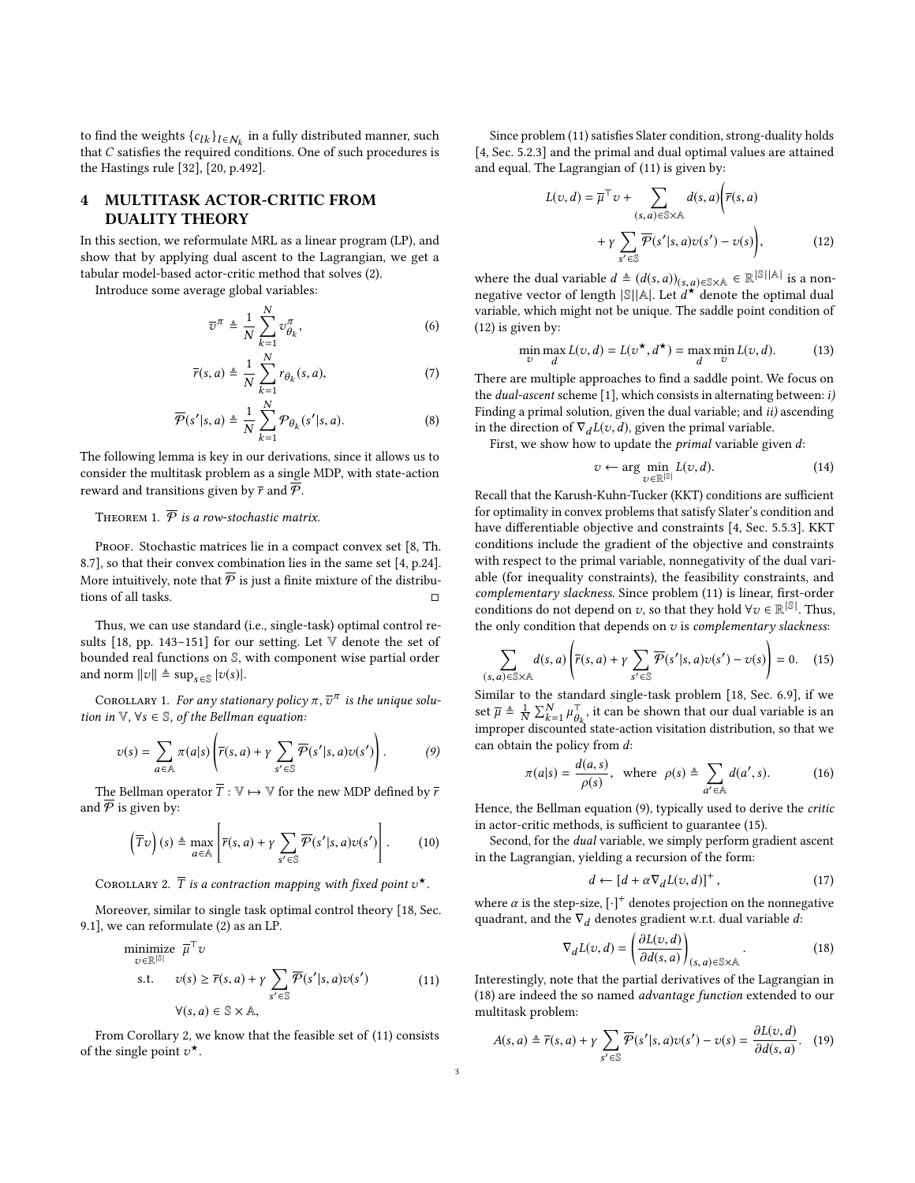to find the weights $\{c_{lk}\}_{l\in\mathcal{N}_k}$ in a fully distributed manner, such that $C$ satisfies the required conditions. One of such procedures is the Hastings rule [32], [20, p.492].

## 4 MULTITASK ACTOR-CRITIC FROM DUALITY THEORY

In this section, we reformulate MRL as a linear program (LP), and show that by applying dual ascent to the Lagrangian, we get a tabular model-based actor-critic method that solves (2).

Introduce some average global variables:

$$\overline{v}^{\pi} \triangleq \frac{1}{N}\sum_{k=1}^{N} v^{\pi}_{\theta_k}, \tag{6}$$

$$\overline{r}(s,a) \triangleq \frac{1}{N}\sum_{k=1}^{N} r_{\theta_k}(s,a), \tag{7}$$

$$\overline{\mathcal{P}}(s'|s,a) \triangleq \frac{1}{N}\sum_{k=1}^{N} \mathcal{P}_{\theta_k}(s'|s,a). \tag{8}$$

The following lemma is key in our derivations, since it allows us to consider the multitask problem as a single MDP, with state-action reward and transitions given by $\overline{r}$ and $\overline{\mathcal{P}}$.

Theorem 1. *$\overline{\mathcal{P}}$ is a row-stochastic matrix.*

Proof. Stochastic matrices lie in a compact convex set [8, Th. 8.7], so that their convex combination lies in the same set [4, p.24]. More intuitively, note that $\overline{\mathcal{P}}$ is just a finite mixture of the distributions of all tasks. □

Thus, we can use standard (i.e., single-task) optimal control results [18, pp. 143–151] for our setting. Let $\mathbb{V}$ denote the set of bounded real functions on $\mathbb{S}$, with component wise partial order and norm $\|v\| \triangleq \sup_{s\in\mathbb{S}} |v(s)|$.

Corollary 1. *For any stationary policy $\pi$, $\overline{v}^{\pi}$ is the unique solution in $\mathbb{V}$, $\forall s \in \mathbb{S}$, of the Bellman equation:*

$$v(s) = \sum_{a\in\mathbb{A}} \pi(a|s)\left(\overline{r}(s,a) + \gamma \sum_{s'\in\mathbb{S}} \overline{\mathcal{P}}(s'|s,a)v(s')\right). \tag{9}$$

The Bellman operator $\overline{T} : \mathbb{V} \mapsto \mathbb{V}$ for the new MDP defined by $\overline{r}$ and $\overline{\mathcal{P}}$ is given by:

$$\left(\overline{T}v\right)(s) \triangleq \max_{a\in\mathbb{A}}\left[\overline{r}(s,a) + \gamma \sum_{s'\in\mathbb{S}} \overline{\mathcal{P}}(s'|s,a)v(s')\right]. \tag{10}$$

Corollary 2. *$\overline{T}$ is a contraction mapping with fixed point $v^{\star}$.*

Moreover, similar to single task optimal control theory [18, Sec. 9.1], we can reformulate (2) as an LP.

$$\begin{aligned} \underset{v\in\mathbb{R}^{|\mathbb{S}|}}{\text{minimize}} \quad & \overline{\mu}^{\top} v \\ \text{s.t.} \quad & v(s) \geq \overline{r}(s,a) + \gamma \sum_{s'\in\mathbb{S}} \overline{\mathcal{P}}(s'|s,a)v(s') \\ & \forall (s,a) \in \mathbb{S}\times\mathbb{A}, \end{aligned} \tag{11}$$

From Corollary 2, we know that the feasible set of (11) consists of the single point $v^{\star}$.

Since problem (11) satisfies Slater condition, strong-duality holds [4, Sec. 5.2.3] and the primal and dual optimal values are attained and equal. The Lagrangian of (11) is given by:

$$\begin{aligned} L(v,d) = \overline{\mu}^{\top} v + \sum_{(s,a)\in\mathbb{S}\times\mathbb{A}} d(s,a)\bigg(&\overline{r}(s,a) \\ &+ \gamma \sum_{s'\in\mathbb{S}} \overline{\mathcal{P}}(s'|s,a)v(s') - v(s)\bigg), \end{aligned} \tag{12}$$

where the dual variable $d \triangleq (d(s,a))_{(s,a)\in\mathbb{S}\times\mathbb{A}} \in \mathbb{R}^{|\mathbb{S}||\mathbb{A}|}$ is a nonnegative vector of length $|\mathbb{S}||\mathbb{A}|$. Let $d^{\star}$ denote the optimal dual variable, which might not be unique. The saddle point condition of (12) is given by:

$$\min_{v}\max_{d} L(v,d) = L(v^{\star}, d^{\star}) = \max_{d}\min_{v} L(v,d). \tag{13}$$

There are multiple approaches to find a saddle point. We focus on the *dual-ascent* scheme [1], which consists in alternating between: *i)* Finding a primal solution, given the dual variable; and *ii)* ascending in the direction of $\nabla_d L(v,d)$, given the primal variable.

First, we show how to update the *primal* variable given $d$:

$$v \leftarrow \arg\min_{v\in\mathbb{R}^{|\mathbb{S}|}} L(v,d). \tag{14}$$

Recall that the Karush-Kuhn-Tucker (KKT) conditions are sufficient for optimality in convex problems that satisfy Slater's condition and have differentiable objective and constraints [4, Sec. 5.5.3]. KKT conditions include the gradient of the objective and constraints with respect to the primal variable, nonnegativity of the dual variable (for inequality constraints), the feasibility constraints, and *complementary slackness*. Since problem (11) is linear, first-order conditions do not depend on $v$, so that they hold $\forall v \in \mathbb{R}^{|\mathbb{S}|}$. Thus, the only condition that depends on $v$ is *complementary slackness*:

$$\sum_{(s,a)\in\mathbb{S}\times\mathbb{A}} d(s,a)\left(\overline{r}(s,a) + \gamma \sum_{s'\in\mathbb{S}} \overline{\mathcal{P}}(s'|s,a)v(s') - v(s)\right) = 0. \tag{15}$$

Similar to the standard single-task problem [18, Sec. 6.9], if we set $\overline{\mu} \triangleq \frac{1}{N}\sum_{k=1}^{N} \mu_{\theta_k}^{\top}$, it can be shown that our dual variable is an improper discounted state-action visitation distribution, so that we can obtain the policy from $d$:

$$\pi(a|s) = \frac{d(a,s)}{\rho(s)}, \quad \text{where} \quad \rho(s) \triangleq \sum_{a'\in\mathbb{A}} d(a',s). \tag{16}$$

Hence, the Bellman equation (9), typically used to derive the *critic* in actor-critic methods, is sufficient to guarantee (15).

Second, for the *dual* variable, we simply perform gradient ascent in the Lagrangian, yielding a recursion of the form:

$$d \leftarrow \left[d + \alpha\nabla_d L(v,d)\right]^{+}, \tag{17}$$

where $\alpha$ is the step-size, $[\cdot]^{+}$ denotes projection on the nonnegative quadrant, and the $\nabla_d$ denotes gradient w.r.t. dual variable $d$:

$$\nabla_d L(v,d) = \left(\frac{\partial L(v,d)}{\partial d(s,a)}\right)_{(s,a)\in\mathbb{S}\times\mathbb{A}}. \tag{18}$$

Interestingly, note that the partial derivatives of the Lagrangian in (18) are indeed the so named *advantage function* extended to our multitask problem:

$$A(s,a) \triangleq \overline{r}(s,a) + \gamma \sum_{s'\in\mathbb{S}} \overline{\mathcal{P}}(s'|s,a)v(s') - v(s) = \frac{\partial L(v,d)}{\partial d(s,a)}. \tag{19}$$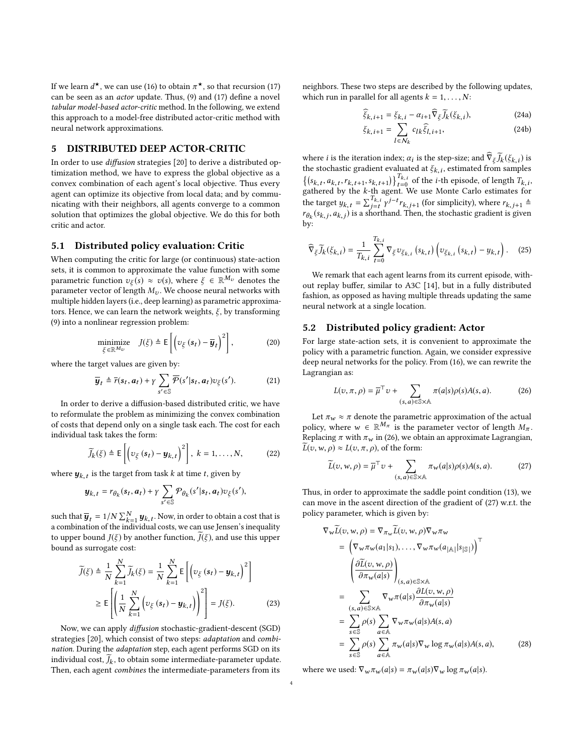If we learn $d^\star$, we can use (16) to obtain $\pi^\star$, so that recursion (17) can be seen as an *actor* update. Thus, (9) and (17) define a novel *tabular model-based actor-critic* method. In the following, we extend this approach to a model-free distributed actor-critic method with neural network approximations.

## 5 DISTRIBUTED DEEP ACTOR-CRITIC

In order to use *diffusion* strategies [20] to derive a distributed optimization method, we have to express the global objective as a convex combination of each agent's local objective. Thus every agent can optimize its objective from local data; and by communicating with their neighbors, all agents converge to a common solution that optimizes the global objective. We do this for both critic and actor.

### 5.1 Distributed policy evaluation: Critic

When computing the critic for large (or continuous) state-action sets, it is common to approximate the value function with some parametric function $v_\xi(s) \approx v(s)$, where $\xi \in \mathbb{R}^{M_v}$ denotes the parameter vector of length $M_v$. We choose neural networks with multiple hidden layers (i.e., deep learning) as parametric approximators. Hence, we can learn the network weights, $\xi$, by transforming (9) into a nonlinear regression problem:

$$\underset{\xi \in \mathbb{R}^{M_v}}{\text{minimize}} \quad J(\xi) \triangleq \mathsf{E}\left[\left(v_\xi(\boldsymbol{s}_t) - \overline{\boldsymbol{y}}_t\right)^2\right], \tag{20}$$

where the target values are given by:

$$\overline{\boldsymbol{y}}_t \triangleq \overline{r}(\boldsymbol{s}_t, \boldsymbol{a}_t) + \gamma \sum_{s' \in \mathbb{S}} \overline{\mathcal{P}}(s'|\boldsymbol{s}_t, \boldsymbol{a}_t) v_\xi(s'). \tag{21}$$

In order to derive a diffusion-based distributed critic, we have to reformulate the problem as minimizing the convex combination of costs that depend only on a single task each. The cost for each individual task takes the form:

$$\widetilde{J}_k(\xi) \triangleq \mathsf{E}\left[\left(v_\xi(\boldsymbol{s}_t) - \boldsymbol{y}_{k,t}\right)^2\right], \; k = 1, \ldots, N, \tag{22}$$

where $\boldsymbol{y}_{k,t}$ is the target from task $k$ at time $t$, given by

$$\boldsymbol{y}_{k,t} = r_{\theta_k}(\boldsymbol{s}_t, \boldsymbol{a}_t) + \gamma \sum_{s' \in \mathbb{S}} \mathcal{P}_{\theta_k}(s'|\boldsymbol{s}_t, \boldsymbol{a}_t) v_\xi(s'),$$

such that $\overline{\boldsymbol{y}}_t = 1/N \sum_{k=1}^N \boldsymbol{y}_{k,t}$. Now, in order to obtain a cost that is a combination of the individual costs, we can use Jensen's inequality to upper bound $J(\xi)$ by another function, $\widetilde{J}(\xi)$, and use this upper bound as surrogate cost:

$$\begin{aligned}
\widetilde{J}(\xi) &\triangleq \frac{1}{N}\sum_{k=1}^N \widetilde{J}_k(\xi) = \frac{1}{N}\sum_{k=1}^N \mathsf{E}\left[\left(v_\xi(\boldsymbol{s}_t) - \boldsymbol{y}_{k,t}\right)^2\right] \\
&\geq \mathsf{E}\left[\left(\frac{1}{N}\sum_{k=1}^N \left(v_\xi(\boldsymbol{s}_t) - \boldsymbol{y}_{k,t}\right)\right)^2\right] = J(\xi).
\end{aligned} \tag{23}$$

Now, we can apply *diffusion* stochastic-gradient-descent (SGD) strategies [20], which consist of two steps: *adaptation* and *combination*. During the *adaptation* step, each agent performs SGD on its individual cost, $\widetilde{J}_k$, to obtain some intermediate-parameter update. Then, each agent *combines* the intermediate-parameters from its neighbors. These two steps are described by the following updates, which run in parallel for all agents $k = 1, \ldots, N$:

$$\widehat{\xi}_{k,i+1} = \xi_{k,i} - \alpha_{i+1} \widehat{\nabla}_\xi \widetilde{J}_k(\xi_{k,i}), \tag{24a}$$

$$\xi_{k,i+1} = \sum_{l \in \mathcal{N}_k} c_{lk} \widehat{\xi}_{l,i+1}, \tag{24b}$$

where $i$ is the iteration index; $\alpha_i$ is the step-size; and $\widehat{\nabla}_\xi \widetilde{J}_k(\xi_{k,i})$ is the stochastic gradient evaluated at $\xi_{k,i}$, estimated from samples $\left\{(s_{k,t}, a_{k,t}, r_{k,t+1}, s_{k,t+1})\right\}_{t=0}^{T_{k,i}}$ of the $i$-th episode, of length $T_{k,i}$, gathered by the $k$-th agent. We use Monte Carlo estimates for the target $y_{k,t} = \sum_{j=t}^{T_{k,i}} \gamma^{j-t} r_{k,j+1}$ (for simplicity), where $r_{k,j+1} \triangleq r_{\theta_k}(s_{k,j}, a_{k,j})$ is a shorthand. Then, the stochastic gradient is given by:

$$\widehat{\nabla}_\xi \widetilde{J}_k(\xi_{k,i}) = \frac{1}{T_{k,i}} \sum_{t=0}^{T_{k,i}} \nabla_\xi v_{\xi_{k,i}}(s_{k,t}) \left(v_{\xi_{k,i}}(s_{k,t}) - y_{k,t}\right). \tag{25}$$

We remark that each agent learns from its current episode, without replay buffer, similar to A3C [14], but in a fully distributed fashion, as opposed as having multiple threads updating the same neural network at a single location.

### 5.2 Distributed policy gradient: Actor

For large state-action sets, it is convenient to approximate the policy with a parametric function. Again, we consider expressive deep neural networks for the policy. From (16), we can rewrite the Lagrangian as:

$$L(v, \pi, \rho) = \overline{\mu}^\top v + \sum_{(s,a) \in \mathbb{S} \times \mathbb{A}} \pi(a|s) \rho(s) A(s,a). \tag{26}$$

Let $\pi_w \approx \pi$ denote the parametric approximation of the actual policy, where $w \in \mathbb{R}^{M_\pi}$ is the parameter vector of length $M_\pi$. Replacing $\pi$ with $\pi_w$ in (26), we obtain an approximate Lagrangian, $\widetilde{L}(v, w, \rho) \approx L(v, \pi, \rho)$, of the form:

$$\widetilde{L}(v, w, \rho) = \overline{\mu}^\top v + \sum_{(s,a) \in \mathbb{S} \times \mathbb{A}} \pi_w(a|s) \rho(s) A(s,a). \tag{27}$$

Thus, in order to approximate the saddle point condition (13), we can move in the ascent direction of the gradient of (27) w.r.t. the policy parameter, which is given by:

$$\begin{aligned}
\nabla_w \widetilde{L}(v, w, \rho) &= \nabla_{\pi_w} \widetilde{L}(v, w, \rho) \nabla_w \pi_w \\
&= \left(\nabla_w \pi_w(a_1|s_1), \ldots, \nabla_w \pi_w(a_{|\mathbb{A}|}|s_{|\mathbb{S}|})\right)^\top \\
&\quad \left(\frac{\partial \widetilde{L}(v, w, \rho)}{\partial \pi_w(a|s)}\right)_{(s,a) \in \mathbb{S} \times \mathbb{A}} \\
&= \sum_{(s,a) \in \mathbb{S} \times \mathbb{A}} \nabla_w \pi(a|s) \frac{\partial L(v, w, \rho)}{\partial \pi_w(a|s)} \\
&= \sum_{s \in \mathbb{S}} \rho(s) \sum_{a \in \mathbb{A}} \nabla_w \pi_w(a|s) A(s,a) \\
&= \sum_{s \in \mathbb{S}} \rho(s) \sum_{a \in \mathbb{A}} \pi_w(a|s) \nabla_w \log \pi_w(a|s) A(s,a),
\end{aligned} \tag{28}$$

where we used: $\nabla_w \pi_w(a|s) = \pi_w(a|s) \nabla_w \log \pi_w(a|s)$.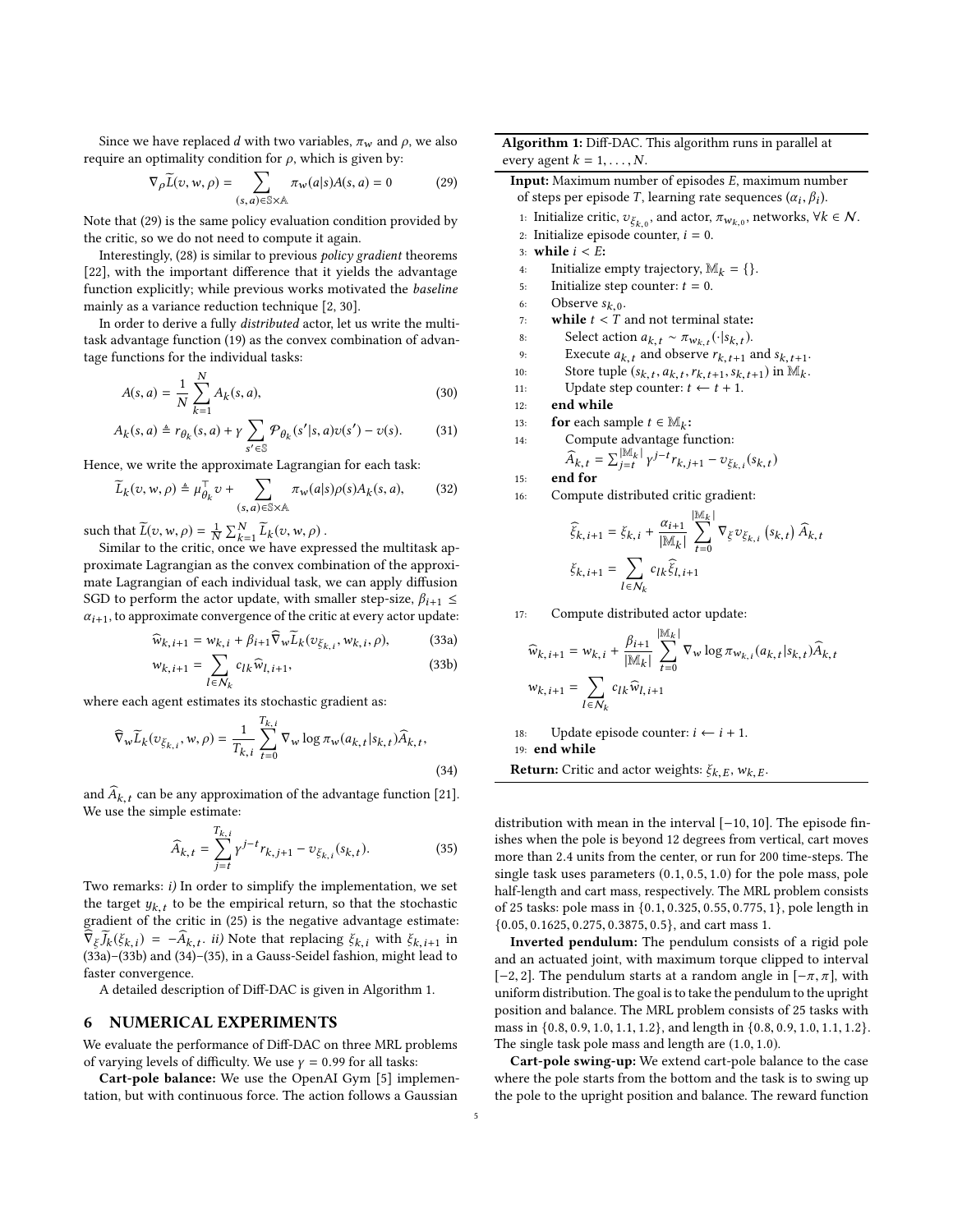Since we have replaced $d$ with two variables, $\pi_w$ and $\rho$, we also require an optimality condition for $\rho$, which is given by:

$$\nabla_\rho \widetilde{L}(v, w, \rho) = \sum_{(s,a)\in \mathbb{S}\times\mathbb{A}} \pi_w(a|s)A(s,a) = 0 \tag{29}$$

Note that (29) is the same policy evaluation condition provided by the critic, so we do not need to compute it again.

Interestingly, (28) is similar to previous *policy gradient* theorems [22], with the important difference that it yields the advantage function explicitly; while previous works motivated the *baseline* mainly as a variance reduction technique [2, 30].

In order to derive a fully *distributed* actor, let us write the multitask advantage function (19) as the convex combination of advantage functions for the individual tasks:

$$A(s,a) = \frac{1}{N}\sum_{k=1}^{N} A_k(s,a), \tag{30}$$

$$A_k(s,a) \triangleq r_{\theta_k}(s,a) + \gamma \sum_{s'\in\mathbb{S}} \mathcal{P}_{\theta_k}(s'|s,a)v(s') - v(s). \tag{31}$$

Hence, we write the approximate Lagrangian for each task:

$$\widetilde{L}_k(v, w, \rho) \triangleq \mu_{\theta_k}^\top v + \sum_{(s,a)\in\mathbb{S}\times\mathbb{A}} \pi_w(a|s)\rho(s)A_k(s,a), \tag{32}$$

such that $\widetilde{L}(v, w, \rho) = \frac{1}{N}\sum_{k=1}^{N}\widetilde{L}_k(v, w, \rho)$ .

Similar to the critic, once we have expressed the multitask approximate Lagrangian as the convex combination of the approximate Lagrangian of each individual task, we can apply diffusion SGD to perform the actor update, with smaller step-size, $\beta_{i+1} \leq \alpha_{i+1}$, to approximate convergence of the critic at every actor update:

$$\widehat{w}_{k,i+1} = w_{k,i} + \beta_{i+1}\widehat{\nabla}_w \widetilde{L}_k(v_{\xi_{k,i}}, w_{k,i}, \rho), \tag{33a}$$

$$w_{k,i+1} = \sum_{l\in\mathcal{N}_k} c_{lk}\widehat{w}_{l,i+1}, \tag{33b}$$

where each agent estimates its stochastic gradient as:

$$\widehat{\nabla}_w \widetilde{L}_k(v_{\xi_{k,i}}, w, \rho) = \frac{1}{T_{k,i}}\sum_{t=0}^{T_{k,i}} \nabla_w \log \pi_w(a_{k,t}|s_{k,t})\widehat{A}_{k,t}, \tag{34}$$

and $\widehat{A}_{k,t}$ can be any approximation of the advantage function [21]. We use the simple estimate:

$$\widehat{A}_{k,t} = \sum_{j=t}^{T_{k,i}} \gamma^{j-t} r_{k,j+1} - v_{\xi_{k,i}}(s_{k,t}). \tag{35}$$

Two remarks: *i)* In order to simplify the implementation, we set the target $y_{k,t}$ to be the empirical return, so that the stochastic gradient of the critic in (25) is the negative advantage estimate: $\widehat{\nabla}_\xi \widetilde{J}_k(\xi_{k,i}) = -\widehat{A}_{k,t}$. *ii)* Note that replacing $\xi_{k,i}$ with $\xi_{k,i+1}$ in (33a)–(33b) and (34)–(35), in a Gauss-Seidel fashion, might lead to faster convergence.

A detailed description of Diff-DAC is given in Algorithm 1.

**Algorithm 1:** Diff-DAC. This algorithm runs in parallel at every agent $k = 1, \ldots, N$.

**Input:** Maximum number of episodes $E$, maximum number of steps per episode $T$, learning rate sequences $(\alpha_i, \beta_i)$.

1: Initialize critic, $v_{\xi_{k,0}}$, and actor, $\pi_{w_{k,0}}$, networks, $\forall k \in \mathcal{N}$.
2: Initialize episode counter, $i = 0$.
3: **while** $i < E$**:**
4: Initialize empty trajectory, $\mathbb{M}_k = \{\}$.
5: Initialize step counter: $t = 0$.
6: Observe $s_{k,0}$.
7: **while** $t < T$ and not terminal state**:**
8: Select action $a_{k,t} \sim \pi_{w_{k,t}}(\cdot|s_{k,t})$.
9: Execute $a_{k,t}$ and observe $r_{k,t+1}$ and $s_{k,t+1}$.
10: Store tuple $(s_{k,t}, a_{k,t}, r_{k,t+1}, s_{k,t+1})$ in $\mathbb{M}_k$.
11: Update step counter: $t \leftarrow t+1$.
12: **end while**
13: **for** each sample $t \in \mathbb{M}_k$**:**
14: Compute advantage function: $\widehat{A}_{k,t} = \sum_{j=t}^{|\mathbb{M}_k|}\gamma^{j-t}r_{k,j+1} - v_{\xi_{k,i}}(s_{k,t})$
15: **end for**
16: Compute distributed critic gradient:

$$\widehat{\xi}_{k,i+1} = \xi_{k,i} + \frac{\alpha_{i+1}}{|\mathbb{M}_k|}\sum_{t=0}^{|\mathbb{M}_k|}\nabla_\xi v_{\xi_{k,i}}(s_{k,t})\,\widehat{A}_{k,t}$$

$$\xi_{k,i+1} = \sum_{l\in\mathcal{N}_k} c_{lk}\widehat{\xi}_{l,i+1}$$

17: Compute distributed actor update:

$$\widehat{w}_{k,i+1} = w_{k,i} + \frac{\beta_{i+1}}{|\mathbb{M}_k|}\sum_{t=0}^{|\mathbb{M}_k|}\nabla_w \log \pi_{w_{k,i}}(a_{k,t}|s_{k,t})\widehat{A}_{k,t}$$

$$w_{k,i+1} = \sum_{l\in\mathcal{N}_k} c_{lk}\widehat{w}_{l,i+1}$$

18: Update episode counter: $i \leftarrow i+1$.
19: **end while**

**Return:** Critic and actor weights: $\xi_{k,E}$, $w_{k,E}$.

## 6 NUMERICAL EXPERIMENTS

We evaluate the performance of Diff-DAC on three MRL problems of varying levels of difficulty. We use $\gamma = 0.99$ for all tasks:

**Cart-pole balance:** We use the OpenAI Gym [5] implementation, but with continuous force. The action follows a Gaussian distribution with mean in the interval $[-10, 10]$. The episode finishes when the pole is beyond 12 degrees from vertical, cart moves more than 2.4 units from the center, or run for 200 time-steps. The single task uses parameters $(0.1, 0.5, 1.0)$ for the pole mass, pole half-length and cart mass, respectively. The MRL problem consists of 25 tasks: pole mass in $\{0.1, 0.325, 0.55, 0.775, 1\}$, pole length in $\{0.05, 0.1625, 0.275, 0.3875, 0.5\}$, and cart mass 1.

**Inverted pendulum:** The pendulum consists of a rigid pole and an actuated joint, with maximum torque clipped to interval $[-2, 2]$. The pendulum starts at a random angle in $[-\pi, \pi]$, with uniform distribution. The goal is to take the pendulum to the upright position and balance. The MRL problem consists of 25 tasks with mass in $\{0.8, 0.9, 1.0, 1.1, 1.2\}$, and length in $\{0.8, 0.9, 1.0, 1.1, 1.2\}$. The single task pole mass and length are $(1.0, 1.0)$.

**Cart-pole swing-up:** We extend cart-pole balance to the case where the pole starts from the bottom and the task is to swing up the pole to the upright position and balance. The reward function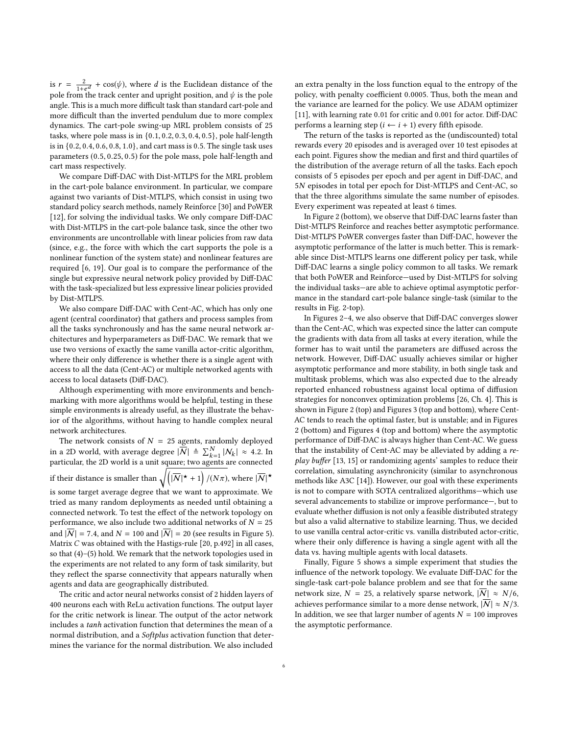is $r = \frac{2}{1+e^d} + \cos(\psi)$, where $d$ is the Euclidean distance of the pole from the track center and upright position, and $\psi$ is the pole angle. This is a much more difficult task than standard cart-pole and more difficult than the inverted pendulum due to more complex dynamics. The cart-pole swing-up MRL problem consists of 25 tasks, where pole mass is in $\{0.1, 0.2, 0.3, 0.4, 0.5\}$, pole half-length is in $\{0.2, 0.4, 0.6, 0.8, 1.0\}$, and cart mass is 0.5. The single task uses parameters $(0.5, 0.25, 0.5)$ for the pole mass, pole half-length and cart mass respectively.

We compare Diff-DAC with Dist-MTLPS for the MRL problem in the cart-pole balance environment. In particular, we compare against two variants of Dist-MTLPS, which consist in using two standard policy search methods, namely Reinforce [30] and PoWER [12], for solving the individual tasks. We only compare Diff-DAC with Dist-MTLPS in the cart-pole balance task, since the other two environments are uncontrollable with linear policies from raw data (since, e.g., the force with which the cart supports the pole is a nonlinear function of the system state) and nonlinear features are required [6, 19]. Our goal is to compare the performance of the single but expressive neural network policy provided by Diff-DAC with the task-specialized but less expressive linear policies provided by Dist-MTLPS.

We also compare Diff-DAC with Cent-AC, which has only one agent (central coordinator) that gathers and process samples from all the tasks synchronously and has the same neural network architectures and hyperparameters as Diff-DAC. We remark that we use two versions of exactly the same vanilla actor-critic algorithm, where their only difference is whether there is a single agent with access to all the data (Cent-AC) or multiple networked agents with access to local datasets (Diff-DAC).

Although experimenting with more environments and benchmarking with more algorithms would be helpful, testing in these simple environments is already useful, as they illustrate the behavior of the algorithms, without having to handle complex neural network architectures.

The network consists of $N = 25$ agents, randomly deployed in a 2D world, with average degree $|\overline{\mathcal{N}}| \triangleq \sum_{k=1}^{N} |\mathcal{N}_k| \approx 4.2$. In particular, the 2D world is a unit square; two agents are connected if their distance is smaller than $\sqrt{\left(|\overline{\mathcal{N}}|^\star + 1\right)/(N\pi)}$, where $|\overline{\mathcal{N}}|^\star$ is some target average degree that we want to approximate. We tried as many random deployments as needed until obtaining a connected network. To test the effect of the network topology on performance, we also include two additional networks of $N = 25$ and $|\overline{\mathcal{N}}| = 7.4$, and $N = 100$ and $|\overline{\mathcal{N}}| = 20$ (see results in Figure 5). Matrix $C$ was obtained with the Hastigs-rule [20, p.492] in all cases, so that (4)–(5) hold. We remark that the network topologies used in the experiments are not related to any form of task similarity, but they reflect the sparse connectivity that appears naturally when agents and data are geographically distributed.

The critic and actor neural networks consist of 2 hidden layers of 400 neurons each with ReLu activation functions. The output layer for the critic network is linear. The output of the actor network includes a *tanh* activation function that determines the mean of a normal distribution, and a *Softplus* activation function that determines the variance for the normal distribution. We also included an extra penalty in the loss function equal to the entropy of the policy, with penalty coefficient 0.0005. Thus, both the mean and the variance are learned for the policy. We use ADAM optimizer [11], with learning rate 0.01 for critic and 0.001 for actor. Diff-DAC performs a learning step ($i \leftarrow i + 1$) every fifth episode.

The return of the tasks is reported as the (undiscounted) total rewards every 20 episodes and is averaged over 10 test episodes at each point. Figures show the median and first and third quartiles of the distribution of the average return of all the tasks. Each epoch consists of 5 episodes per epoch and per agent in Diff-DAC, and $5N$ episodes in total per epoch for Dist-MTLPS and Cent-AC, so that the three algorithms simulate the same number of episodes. Every experiment was repeated at least 6 times.

In Figure 2 (bottom), we observe that Diff-DAC learns faster than Dist-MTLPS Reinforce and reaches better asymptotic performance. Dist-MTLPS PoWER converges faster than Diff-DAC, however the asymptotic performance of the latter is much better. This is remarkable since Dist-MTLPS learns one different policy per task, while Diff-DAC learns a single policy common to all tasks. We remark that both PoWER and Reinforce—used by Dist-MTLPS for solving the individual tasks—are able to achieve optimal asymptotic performance in the standard cart-pole balance single-task (similar to the results in Fig. 2-top).

In Figures 2–4, we also observe that Diff-DAC converges slower than the Cent-AC, which was expected since the latter can compute the gradients with data from all tasks at every iteration, while the former has to wait until the parameters are diffused across the network. However, Diff-DAC usually achieves similar or higher asymptotic performance and more stability, in both single task and multitask problems, which was also expected due to the already reported enhanced robustness against local optima of diffusion strategies for nonconvex optimization problems [26, Ch. 4]. This is shown in Figure 2 (top) and Figures 3 (top and bottom), where Cent-AC tends to reach the optimal faster, but is unstable; and in Figures 2 (bottom) and Figures 4 (top and bottom) where the asymptotic performance of Diff-DAC is always higher than Cent-AC. We guess that the instability of Cent-AC may be alleviated by adding a *replay buffer* [13, 15] or randomizing agents' samples to reduce their correlation, simulating asynchronicity (similar to asynchronous methods like A3C [14]). However, our goal with these experiments is not to compare with SOTA centralized algorithms—which use several advancements to stabilize or improve performance—, but to evaluate whether diffusion is not only a feasible distributed strategy but also a valid alternative to stabilize learning. Thus, we decided to use vanilla central actor-critic vs. vanilla distributed actor-critic, where their only difference is having a single agent with all the data vs. having multiple agents with local datasets.

Finally, Figure 5 shows a simple experiment that studies the influence of the network topology. We evaluate Diff-DAC for the single-task cart-pole balance problem and see that for the same network size, $N = 25$, a relatively sparse network, $|\overline{\mathcal{N}}| \approx N/6$, achieves performance similar to a more dense network, $|\overline{\mathcal{N}}| \approx N/3$. In addition, we see that larger number of agents $N = 100$ improves the asymptotic performance.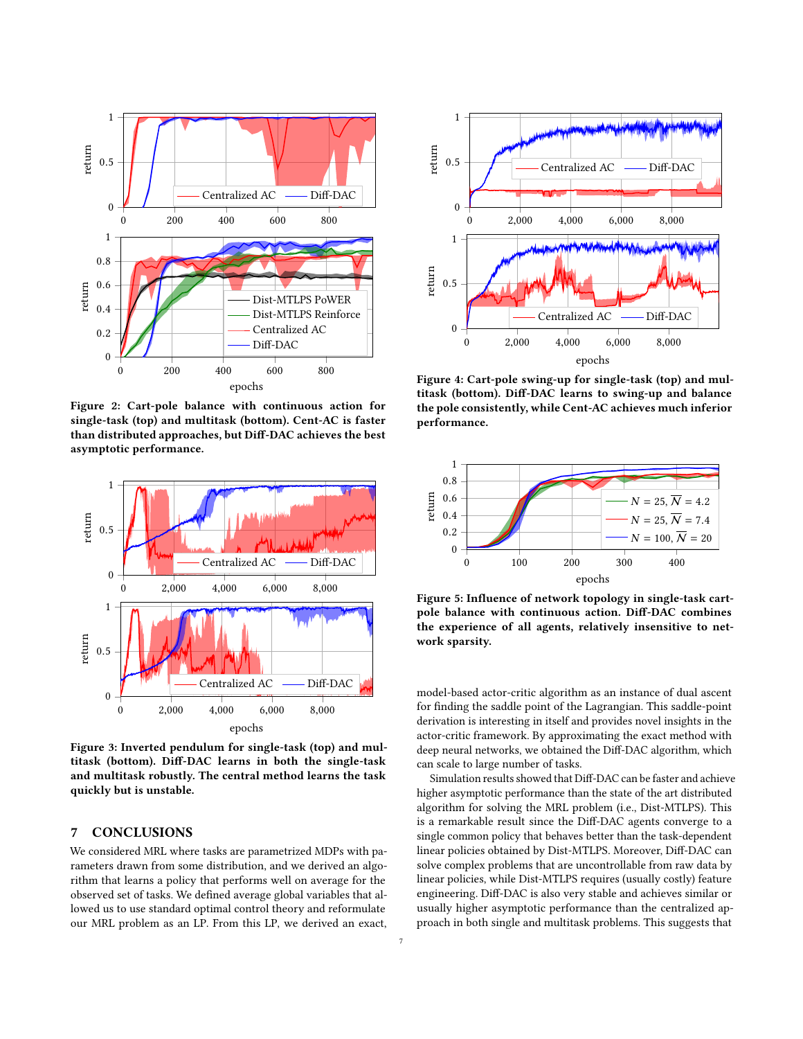Figure 2: Cart-pole balance with continuous action for single-task (top) and multitask (bottom). Cent-AC is faster than distributed approaches, but Diff-DAC achieves the best asymptotic performance.

Figure 3: Inverted pendulum for single-task (top) and multitask (bottom). Diff-DAC learns in both the single-task and multitask robustly. The central method learns the task quickly but is unstable.

Figure 4: Cart-pole swing-up for single-task (top) and multitask (bottom). Diff-DAC learns to swing-up and balance the pole consistently, while Cent-AC achieves much inferior performance.

Figure 5: Influence of network topology in single-task cart-pole balance with continuous action. Diff-DAC combines the experience of all agents, relatively insensitive to network sparsity.

## 7 CONCLUSIONS

We considered MRL where tasks are parametrized MDPs with parameters drawn from some distribution, and we derived an algorithm that learns a policy that performs well on average for the observed set of tasks. We defined average global variables that allowed us to use standard optimal control theory and reformulate our MRL problem as an LP. From this LP, we derived an exact, model-based actor-critic algorithm as an instance of dual ascent for finding the saddle point of the Lagrangian. This saddle-point derivation is interesting in itself and provides novel insights in the actor-critic framework. By approximating the exact method with deep neural networks, we obtained the Diff-DAC algorithm, which can scale to large number of tasks.

Simulation results showed that Diff-DAC can be faster and achieve higher asymptotic performance than the state of the art distributed algorithm for solving the MRL problem (i.e., Dist-MTLPS). This is a remarkable result since the Diff-DAC agents converge to a single common policy that behaves better than the task-dependent linear policies obtained by Dist-MTLPS. Moreover, Diff-DAC can solve complex problems that are uncontrollable from raw data by linear policies, while Dist-MTLPS requires (usually costly) feature engineering. Diff-DAC is also very stable and achieves similar or usually higher asymptotic performance than the centralized approach in both single and multitask problems. This suggests that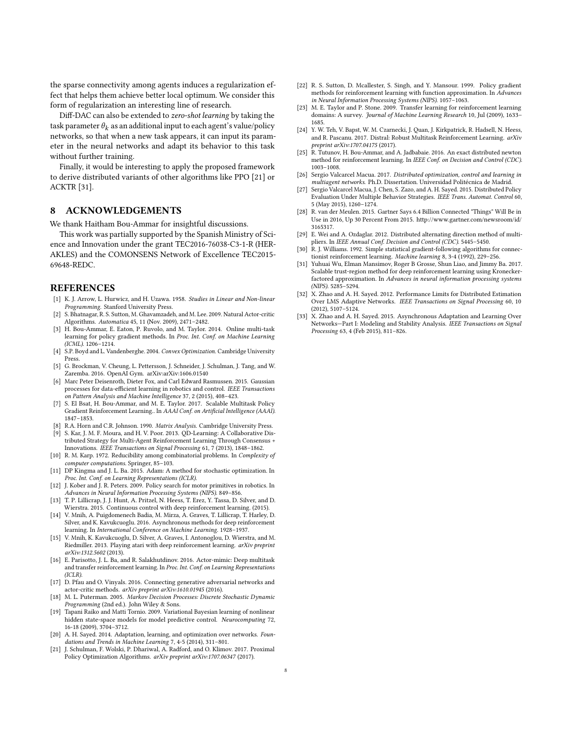the sparse connectivity among agents induces a regularization effect that helps them achieve better local optimum. We consider this form of regularization an interesting line of research.

Diff-DAC can also be extended to *zero-shot learning* by taking the task parameter $\theta_k$ as an additional input to each agent's value/policy networks, so that when a new task appears, it can input its parameter in the neural networks and adapt its behavior to this task without further training.

Finally, it would be interesting to apply the proposed framework to derive distributed variants of other algorithms like PPO [21] or ACKTR [31].

## 8 ACKNOWLEDGEMENTS

We thank Haitham Bou-Ammar for insightful discussions.

This work was partially supported by the Spanish Ministry of Science and Innovation under the grant TEC2016-76038-C3-1-R (HERAKLES) and the COMONSENS Network of Excellence TEC2015-69648-REDC.

## REFERENCES

[1] K. J. Arrow, L. Hurwicz, and H. Uzawa. 1958. *Studies in Linear and Non-linear Programming.* Stanford University Press.

[2] S. Bhatnagar, R. S. Sutton, M. Ghavamzadeh, and M. Lee. 2009. Natural Actor-critic Algorithms. *Automatica* 45, 11 (Nov. 2009), 2471–2482.

[3] H. Bou-Ammar, E. Eaton, P. Ruvolo, and M. Taylor. 2014. Online multi-task learning for policy gradient methods. In *Proc. Int. Conf. on Machine Learning (ICML).* 1206–1214.

[4] S.P. Boyd and L. Vandenberghe. 2004. *Convex Optimization.* Cambridge University Press.

[5] G. Brockman, V. Cheung, L. Pettersson, J. Schneider, J. Schulman, J. Tang, and W. Zaremba. 2016. OpenAI Gym. arXiv:arXiv:1606.01540

[6] Marc Peter Deisenroth, Dieter Fox, and Carl Edward Rasmussen. 2015. Gaussian processes for data-efficient learning in robotics and control. *IEEE Transactions on Pattern Analysis and Machine Intelligence* 37, 2 (2015), 408–423.

[7] S. El Bsat, H. Bou-Ammar, and M. E. Taylor. 2017. Scalable Multitask Policy Gradient Reinforcement Learning.. In *AAAI Conf. on Artificial Intelligence (AAAI).* 1847–1853.

[8] R.A. Horn and C.R. Johnson. 1990. *Matrix Analysis.* Cambridge University Press.

[9] S. Kar, J. M. F. Moura, and H. V. Poor. 2013. QD-Learning: A Collaborative Distributed Strategy for Multi-Agent Reinforcement Learning Through Consensus + Innovations. *IEEE Transactions on Signal Processing* 61, 7 (2013), 1848–1862.

[10] R. M. Karp. 1972. Reducibility among combinatorial problems. In *Complexity of computer computations.* Springer, 85–103.

[11] DP Kingma and J. L. Ba. 2015. Adam: A method for stochastic optimization. In *Proc. Int. Conf. on Learning Representations (ICLR).*

[12] J. Kober and J. R. Peters. 2009. Policy search for motor primitives in robotics. In *Advances in Neural Information Processing Systems (NIPS).* 849–856.

[13] T. P. Lillicrap, J. J. Hunt, A. Pritzel, N. Heess, T. Erez, Y. Tassa, D. Silver, and D. Wierstra. 2015. Continuous control with deep reinforcement learning. (2015).

[14] V. Mnih, A. Puigdomenech Badia, M. Mirza, A. Graves, T. Lillicrap, T. Harley, D. Silver, and K. Kavukcuoglu. 2016. Asynchronous methods for deep reinforcement learning. In *International Conference on Machine Learning.* 1928–1937.

[15] V. Mnih, K. Kavukcuoglu, D. Silver, A. Graves, I. Antonoglou, D. Wierstra, and M. Riedmiller. 2013. Playing atari with deep reinforcement learning. *arXiv preprint arXiv:1312.5602* (2013).

[16] E. Parisotto, J. L. Ba, and R. Salakhutdinov. 2016. Actor-mimic: Deep multitask and transfer reinforcement learning. In *Proc. Int. Conf. on Learning Representations (ICLR).*

[17] D. Pfau and O. Vinyals. 2016. Connecting generative adversarial networks and actor-critic methods. *arXiv preprint arXiv:1610.01945* (2016).

[18] M. L. Puterman. 2005. *Markov Decision Processes: Discrete Stochastic Dynamic Programming* (2nd ed.). John Wiley & Sons.

[19] Tapani Raiko and Matti Tornio. 2009. Variational Bayesian learning of nonlinear hidden state-space models for model predictive control. *Neurocomputing* 72, 16-18 (2009), 3704–3712.

[20] A. H. Sayed. 2014. Adaptation, learning, and optimization over networks. *Foundations and Trends in Machine Learning* 7, 4-5 (2014), 311–801.

[21] J. Schulman, F. Wolski, P. Dhariwal, A. Radford, and O. Klimov. 2017. Proximal Policy Optimization Algorithms. *arXiv preprint arXiv:1707.06347* (2017).

[22] R. S. Sutton, D. Mcallester, S. Singh, and Y. Mansour. 1999. Policy gradient methods for reinforcement learning with function approximation. In *Advances in Neural Information Processing Systems (NIPS).* 1057–1063.

[23] M. E. Taylor and P. Stone. 2009. Transfer learning for reinforcement learning domains: A survey. *Journal of Machine Learning Research* 10, Jul (2009), 1633–1685.

[24] Y. W. Teh, V. Bapst, W. M. Czarnecki, J. Quan, J. Kirkpatrick, R. Hadsell, N. Heess, and R. Pascanu. 2017. Distral: Robust Multitask Reinforcement Learning. *arXiv preprint arXiv:1707.04175* (2017).

[25] R. Tutunov, H. Bou-Ammar, and A. Jadbabaie. 2016. An exact distributed newton method for reinforcement learning. In *IEEE Conf. on Decision and Control (CDC).* 1003–1008.

[26] Sergio Valcarcel Macua. 2017. *Distributed optimization, control and learning in multiagent networks.* Ph.D. Dissertation. Universidad Politécnica de Madrid.

[27] Sergio Valcarcel Macua, J. Chen, S. Zazo, and A. H. Sayed. 2015. Distributed Policy Evaluation Under Multiple Behavior Strategies. *IEEE Trans. Automat. Control* 60, 5 (May 2015), 1260–1274.

[28] R. van der Meulen. 2015. Gartner Says 6.4 Billion Connected "Things" Will Be in Use in 2016, Up 30 Percent From 2015. http://www.gartner.com/newsroom/id/3165317.

[29] E. Wei and A. Ozdaglar. 2012. Distributed alternating direction method of multipliers. In *IEEE Annual Conf. Decision and Control (CDC).* 5445–5450.

[30] R. J. Williams. 1992. Simple statistical gradient-following algorithms for connectionist reinforcement learning. *Machine learning* 8, 3-4 (1992), 229–256.

[31] Yuhuai Wu, Elman Mansimov, Roger B Grosse, Shun Liao, and Jimmy Ba. 2017. Scalable trust-region method for deep reinforcement learning using Kronecker-factored approximation. In *Advances in neural information processing systems (NIPS).* 5285–5294.

[32] X. Zhao and A. H. Sayed. 2012. Performance Limits for Distributed Estimation Over LMS Adaptive Networks. *IEEE Transactions on Signal Processing* 60, 10 (2012), 5107–5124.

[33] X. Zhao and A. H. Sayed. 2015. Asynchronous Adaptation and Learning Over Networks—Part I: Modeling and Stability Analysis. *IEEE Transactions on Signal Processing* 63, 4 (Feb 2015), 811–826.